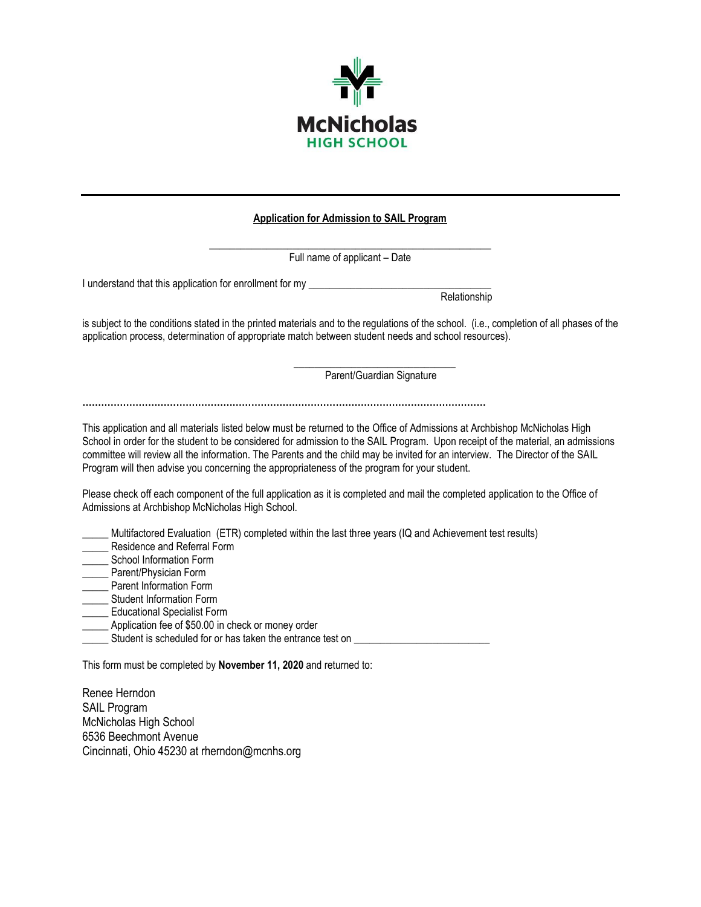McNicholas
HIGH SCHOOL

---

**Application for Admission to SAIL Program**

\_\_\_\_\_\_\_\_\_\_\_\_\_\_\_\_\_\_\_\_\_\_\_\_\_\_\_\_\_\_\_\_\_\_\_\_\_\_\_\_\_\_\_\_\_\_\_\_\_\_\_\_

Full name of applicant – Date

I understand that this application for enrollment for my \_\_\_\_\_\_\_\_\_\_\_\_\_\_\_\_\_\_\_\_\_\_\_\_\_\_\_\_\_\_\_\_\_\_\_\_\_

Relationship

is subject to the conditions stated in the printed materials and to the regulations of the school. (i.e., completion of all phases of the application process, determination of appropriate match between student needs and school resources).

\_\_\_\_\_\_\_\_\_\_\_\_\_\_\_\_\_\_\_\_\_\_\_\_\_\_\_\_\_\_

Parent/Guardian Signature

.................................................................................................................................

This application and all materials listed below must be returned to the Office of Admissions at Archbishop McNicholas High School in order for the student to be considered for admission to the SAIL Program. Upon receipt of the material, an admissions committee will review all the information. The Parents and the child may be invited for an interview. The Director of the SAIL Program will then advise you concerning the appropriateness of the program for your student.

Please check off each component of the full application as it is completed and mail the completed application to the Office of Admissions at Archbishop McNicholas High School.

\_\_\_\_\_ Multifactored Evaluation (ETR) completed within the last three years (IQ and Achievement test results)
\_\_\_\_\_ Residence and Referral Form
\_\_\_\_\_ School Information Form
\_\_\_\_\_ Parent/Physician Form
\_\_\_\_\_ Parent Information Form
\_\_\_\_\_ Student Information Form
\_\_\_\_\_ Educational Specialist Form
\_\_\_\_\_ Application fee of $50.00 in check or money order
\_\_\_\_\_ Student is scheduled for or has taken the entrance test on \_\_\_\_\_\_\_\_\_\_\_\_\_\_\_\_\_\_\_\_\_\_\_\_\_\_\_\_

This form must be completed by **November 11, 2020** and returned to:

Renee Herndon
SAIL Program
McNicholas High School
6536 Beechmont Avenue
Cincinnati, Ohio 45230 at rherndon@mcnhs.org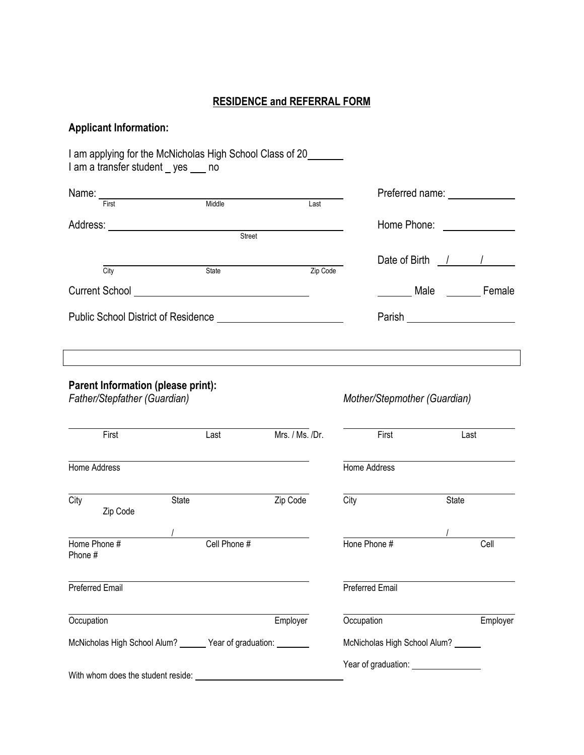# RESIDENCE and REFERRAL FORM

## Applicant Information:

I am applying for the McNicholas High School Class of 20______
I am a transfer student _ yes ___ no

Name: ______________________________________________ Preferred name: ____________
First Middle Last

Address: ______________________________________________ Home Phone: ____________
Street

______________________________________________ Date of Birth __/____/______
City State Zip Code

Current School ______________________________ ______ Male ______ Female

Public School District of Residence ______________________ Parish __________________

## Parent Information (please print):

*Father/Stepfather (Guardian)*

______________________________________________
First Last Mrs. / Ms. /Dr.

______________________________________________
Home Address

______________________________________________
City State Zip Code
Zip Code

______________________/______________________
Home Phone # Cell Phone #
Phone #

______________________________________________
Preferred Email

______________________________________________
Occupation Employer

McNicholas High School Alum? ______ Year of graduation: _______

*Mother/Stepmother (Guardian)*

______________________________________________
First Last

______________________________________________
Home Address

______________________________________________
City State

______________________/______________________
Hone Phone # Cell

______________________________________________
Preferred Email

______________________________________________
Occupation Employer

McNicholas High School Alum? ______

Year of graduation: ______________

With whom does the student reside: ______________________________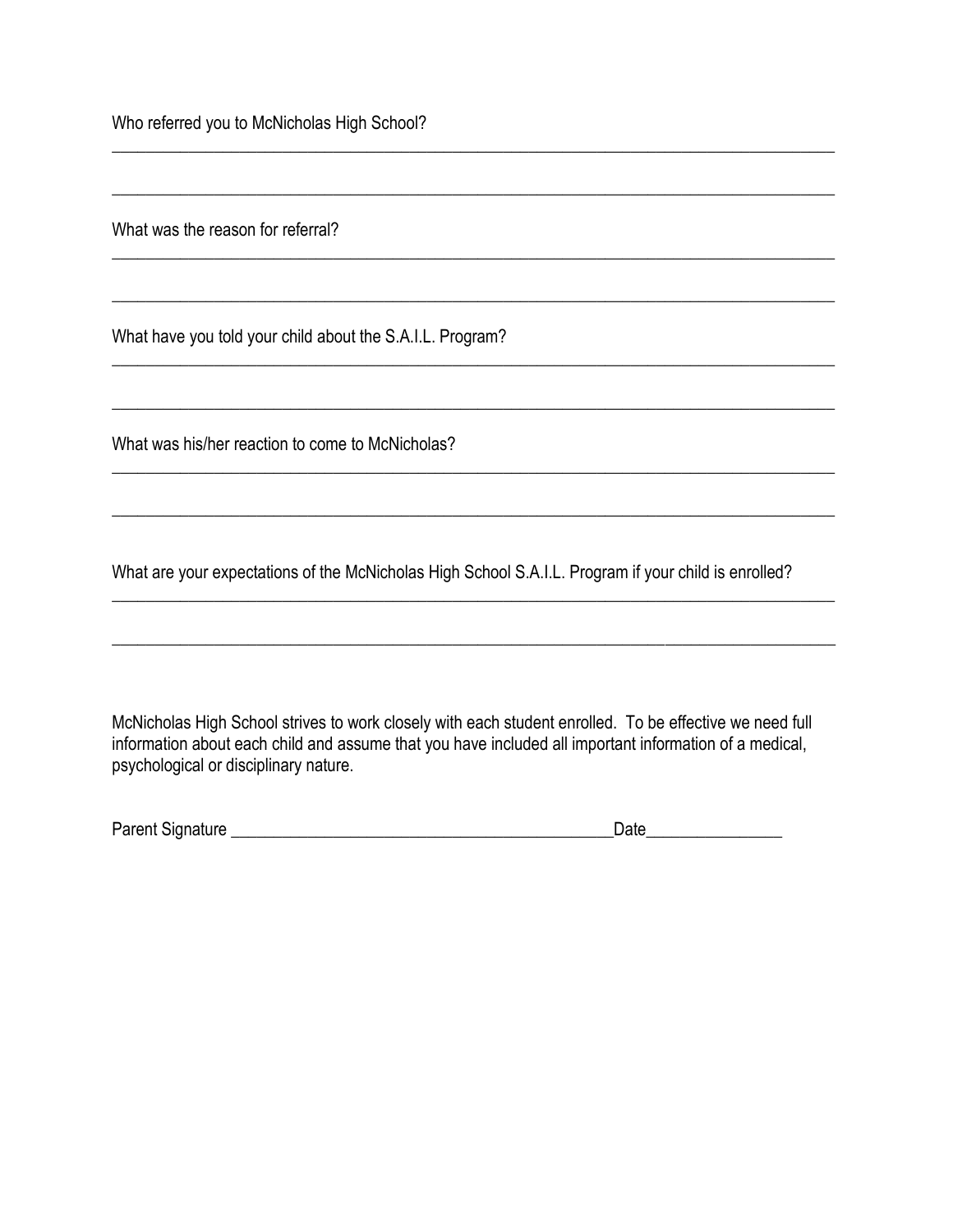Who referred you to McNicholas High School?

______________________________________________________________________________________

______________________________________________________________________________________

What was the reason for referral?

______________________________________________________________________________________

______________________________________________________________________________________

What have you told your child about the S.A.I.L. Program?

______________________________________________________________________________________

______________________________________________________________________________________

What was his/her reaction to come to McNicholas?

______________________________________________________________________________________

______________________________________________________________________________________

What are your expectations of the McNicholas High School S.A.I.L. Program if your child is enrolled?

______________________________________________________________________________________

______________________________________________________________________________________

McNicholas High School strives to work closely with each student enrolled. To be effective we need full information about each child and assume that you have included all important information of a medical, psychological or disciplinary nature.

Parent Signature _____________________________________________Date________________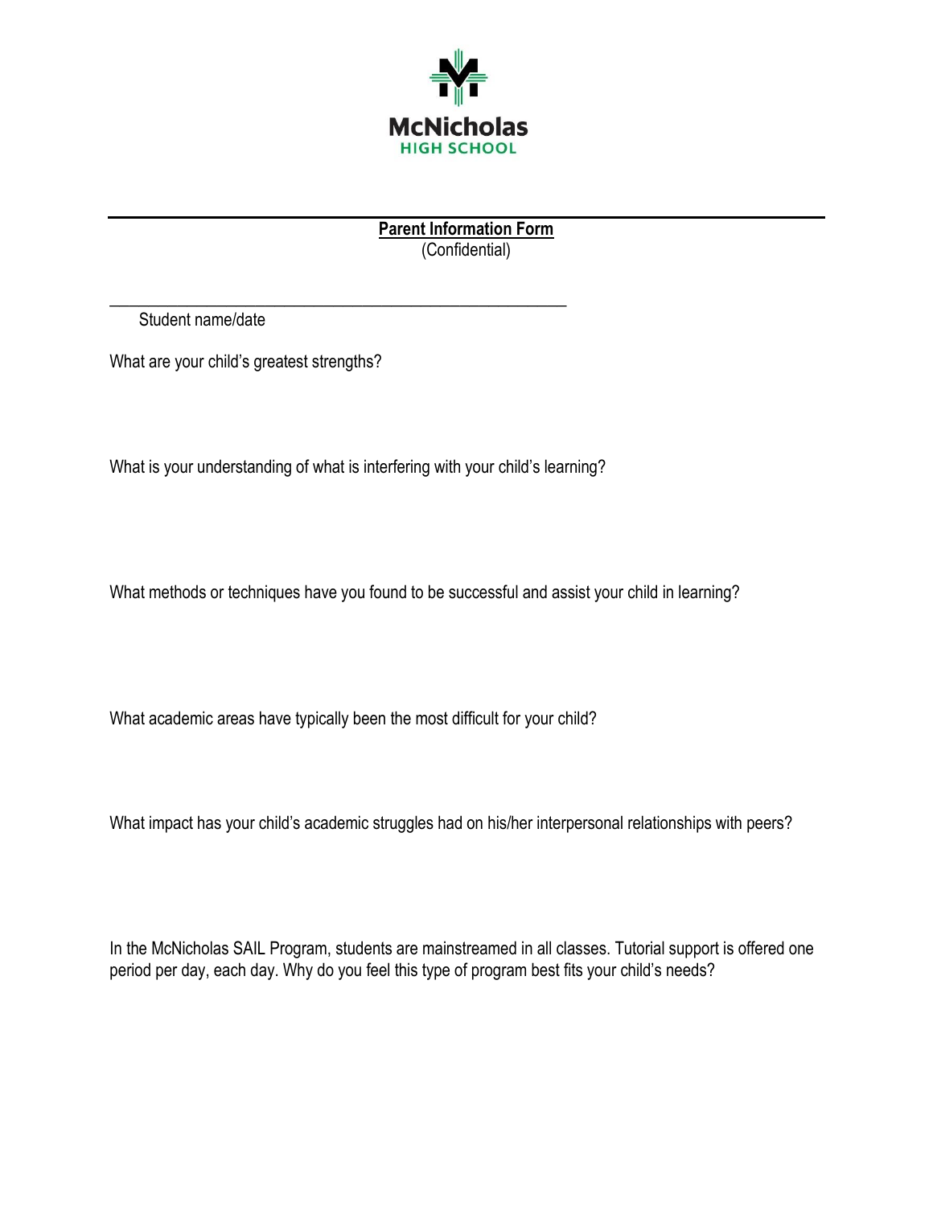McNicholas
HIGH SCHOOL

**Parent Information Form**
(Confidential)

_______________________________________________________
Student name/date

What are your child's greatest strengths?

What is your understanding of what is interfering with your child's learning?

What methods or techniques have you found to be successful and assist your child in learning?

What academic areas have typically been the most difficult for your child?

What impact has your child's academic struggles had on his/her interpersonal relationships with peers?

In the McNicholas SAIL Program, students are mainstreamed in all classes. Tutorial support is offered one period per day, each day. Why do you feel this type of program best fits your child's needs?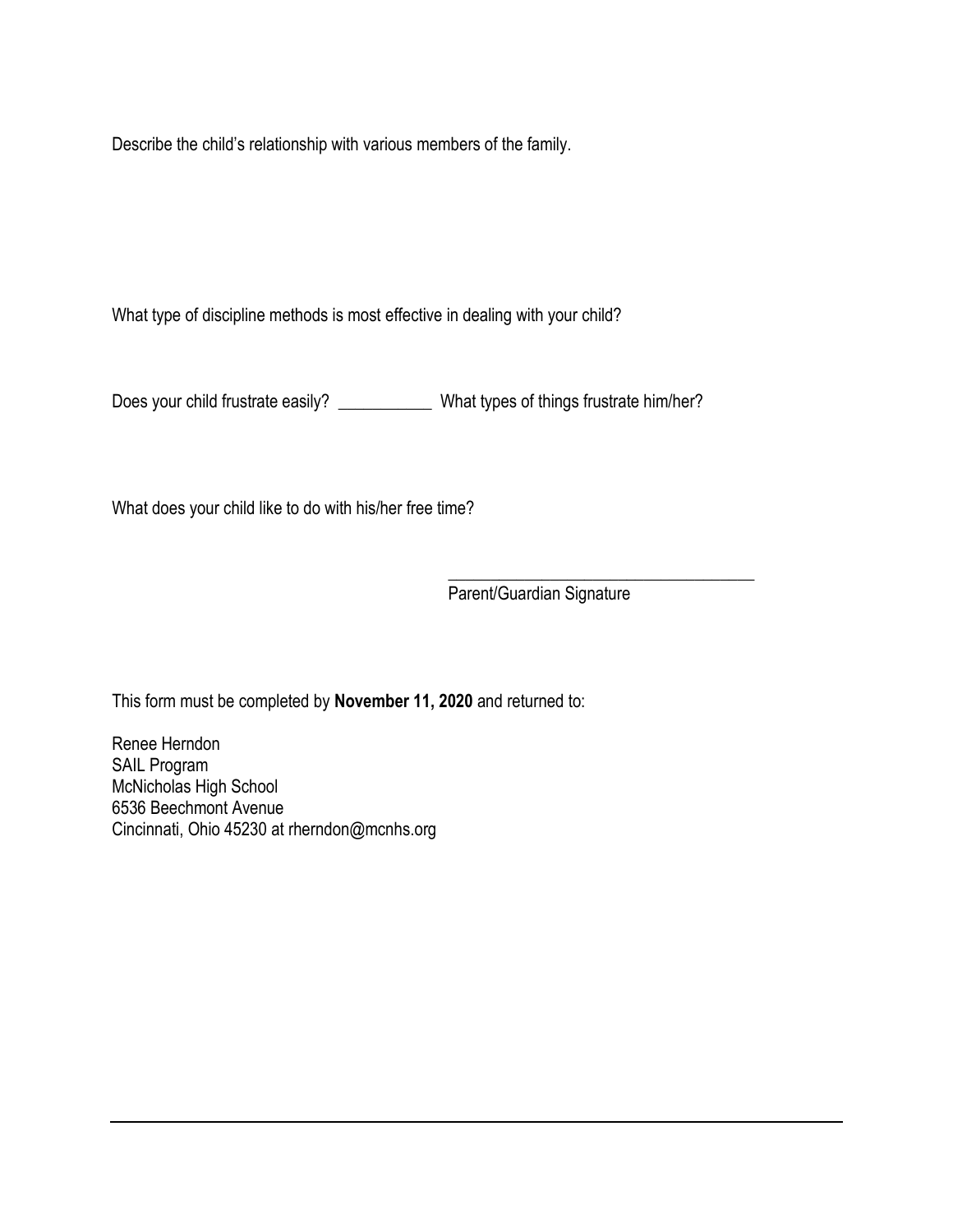Describe the child's relationship with various members of the family.

What type of discipline methods is most effective in dealing with your child?

Does your child frustrate easily? ___________ What types of things frustrate him/her?

What does your child like to do with his/her free time?

_____________________________________
Parent/Guardian Signature

This form must be completed by **November 11, 2020** and returned to:

Renee Herndon
SAIL Program
McNicholas High School
6536 Beechmont Avenue
Cincinnati, Ohio 45230 at rherndon@mcnhs.org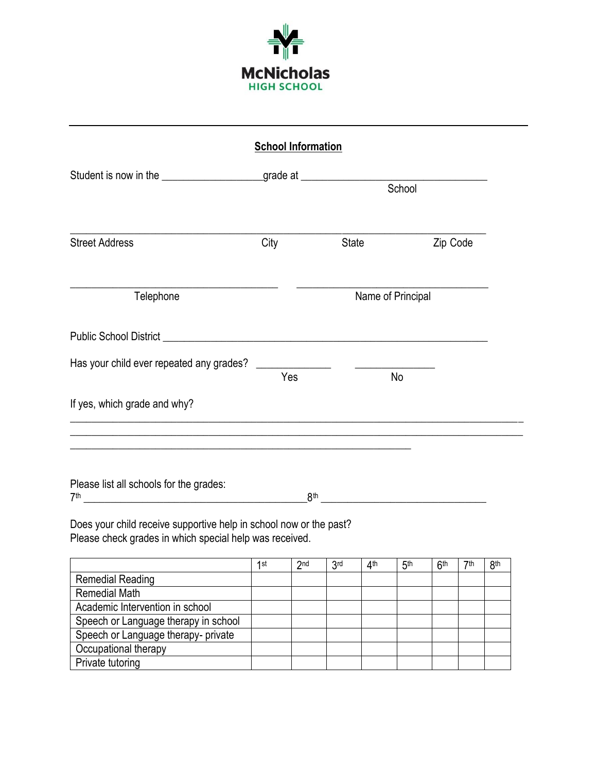McNicholas
HIGH SCHOOL

---

## School Information

Student is now in the ___________________grade at ___________________________________
School

____________________________________________________________________________
Street Address City State Zip Code

_______________________________________ ____________________________________
Telephone Name of Principal

Public School District ____________________________________________________________

Has your child ever repeated any grades? ______________ _______________
Yes No

If yes, which grade and why?

_____________________________________________________________________________________
_____________________________________________________________________________________
_________________________________________________________________

Please list all schools for the grades:
7th ________________________________________8th ______________________________

Does your child receive supportive help in school now or the past?
Please check grades in which special help was received.

| | 1st | 2nd | 3rd | 4th | 5th | 6th | 7th | 8th |
|---|---|---|---|---|---|---|---|---|
| Remedial Reading | | | | | | | | |
| Remedial Math | | | | | | | | |
| Academic Intervention in school | | | | | | | | |
| Speech or Language therapy in school | | | | | | | | |
| Speech or Language therapy- private | | | | | | | | |
| Occupational therapy | | | | | | | | |
| Private tutoring | | | | | | | | |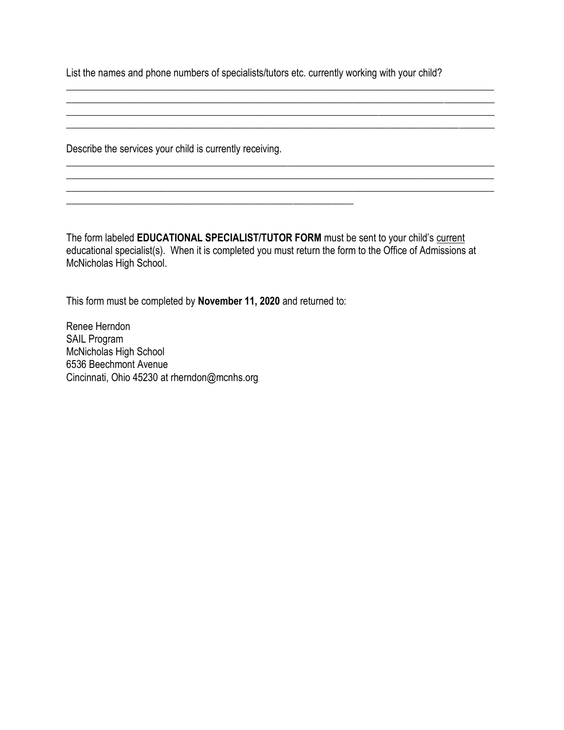List the names and phone numbers of specialists/tutors etc. currently working with your child?

______________________________________________________________________________________
______________________________________________________________________________________
______________________________________________________________________________________
______________________________________________________________________________________

Describe the services your child is currently receiving.

______________________________________________________________________________________
______________________________________________________________________________________
______________________________________________________________________________________
__________________________________________________________

The form labeled **EDUCATIONAL SPECIALIST/TUTOR FORM** must be sent to your child's <u>current</u> educational specialist(s). When it is completed you must return the form to the Office of Admissions at McNicholas High School.

This form must be completed by **November 11, 2020** and returned to:

Renee Herndon
SAIL Program
McNicholas High School
6536 Beechmont Avenue
Cincinnati, Ohio 45230 at rherndon@mcnhs.org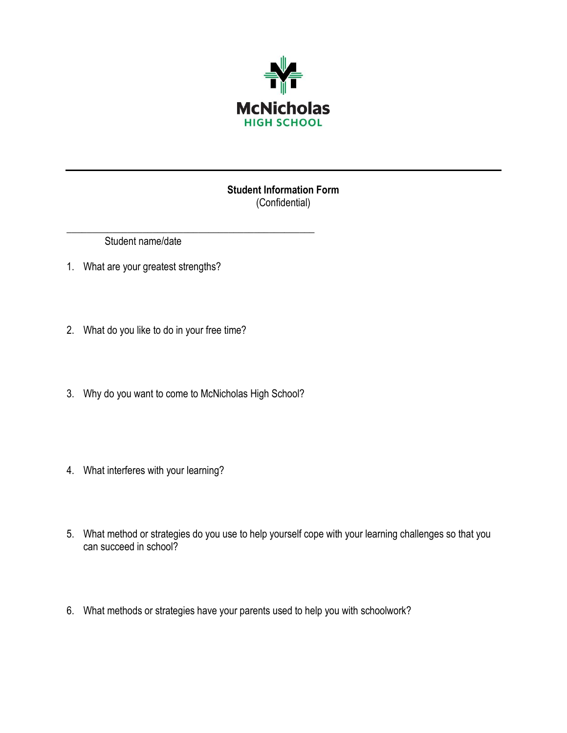McNicholas
HIGH SCHOOL

---

**Student Information Form**
(Confidential)

_______________________________________________
Student name/date

1. What are your greatest strengths?

2. What do you like to do in your free time?

3. Why do you want to come to McNicholas High School?

4. What interferes with your learning?

5. What method or strategies do you use to help yourself cope with your learning challenges so that you can succeed in school?

6. What methods or strategies have your parents used to help you with schoolwork?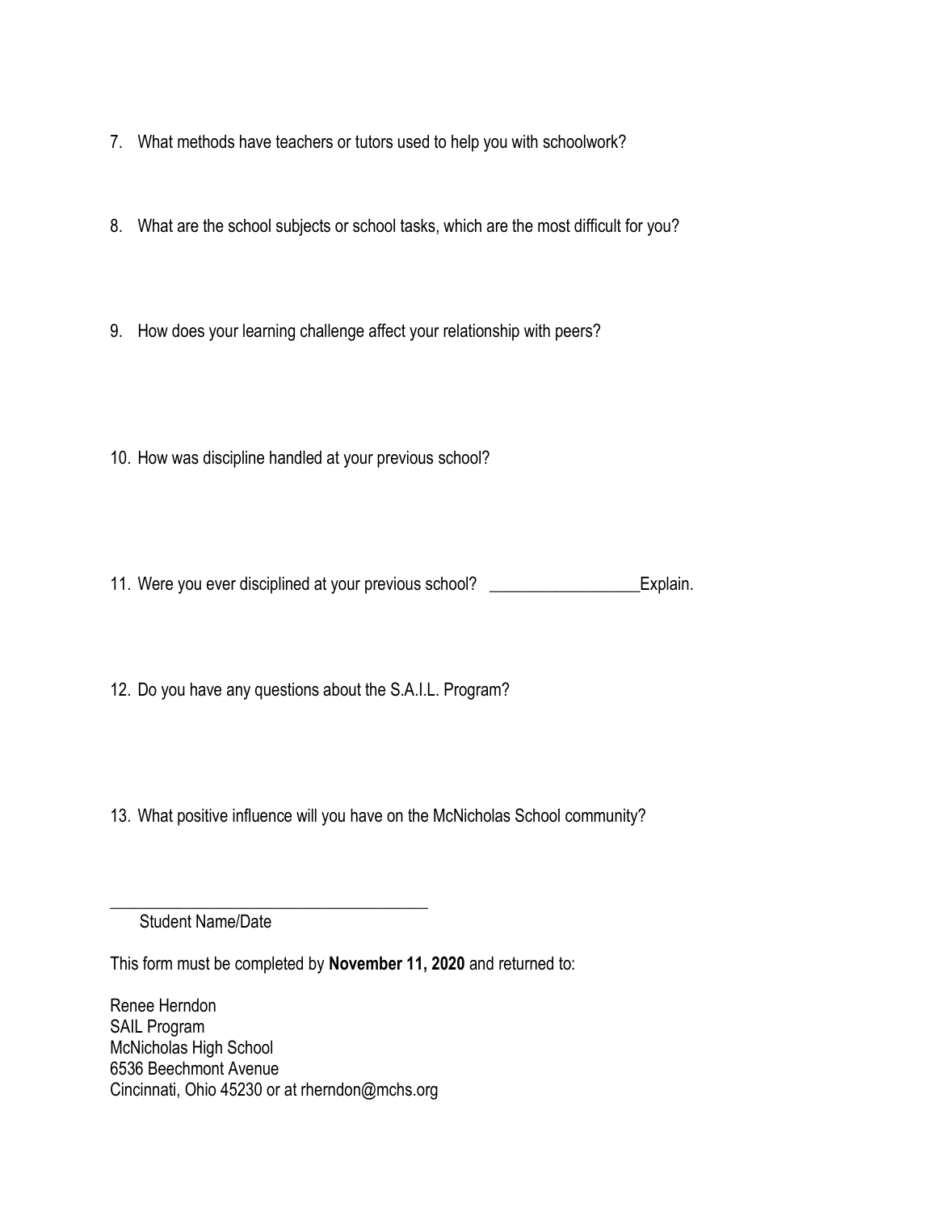7. What methods have teachers or tutors used to help you with schoolwork?

8. What are the school subjects or school tasks, which are the most difficult for you?

9. How does your learning challenge affect your relationship with peers?

10. How was discipline handled at your previous school?

11. Were you ever disciplined at your previous school? __________________Explain.

12. Do you have any questions about the S.A.I.L. Program?

13. What positive influence will you have on the McNicholas School community?

________________________________________
Student Name/Date

This form must be completed by **November 11, 2020** and returned to:

Renee Herndon
SAIL Program
McNicholas High School
6536 Beechmont Avenue
Cincinnati, Ohio 45230 or at rherndon@mchs.org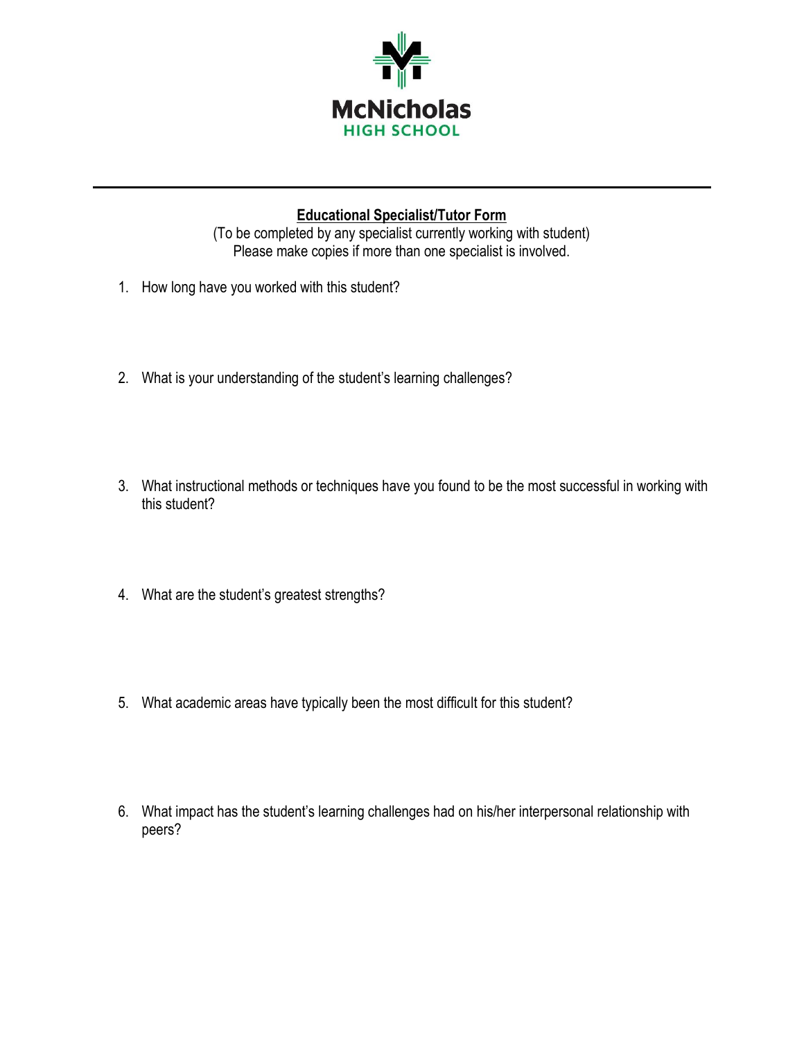McNicholas
HIGH SCHOOL

---

## Educational Specialist/Tutor Form

(To be completed by any specialist currently working with student)
Please make copies if more than one specialist is involved.

1. How long have you worked with this student?

2. What is your understanding of the student's learning challenges?

3. What instructional methods or techniques have you found to be the most successful in working with this student?

4. What are the student's greatest strengths?

5. What academic areas have typically been the most difficult for this student?

6. What impact has the student's learning challenges had on his/her interpersonal relationship with peers?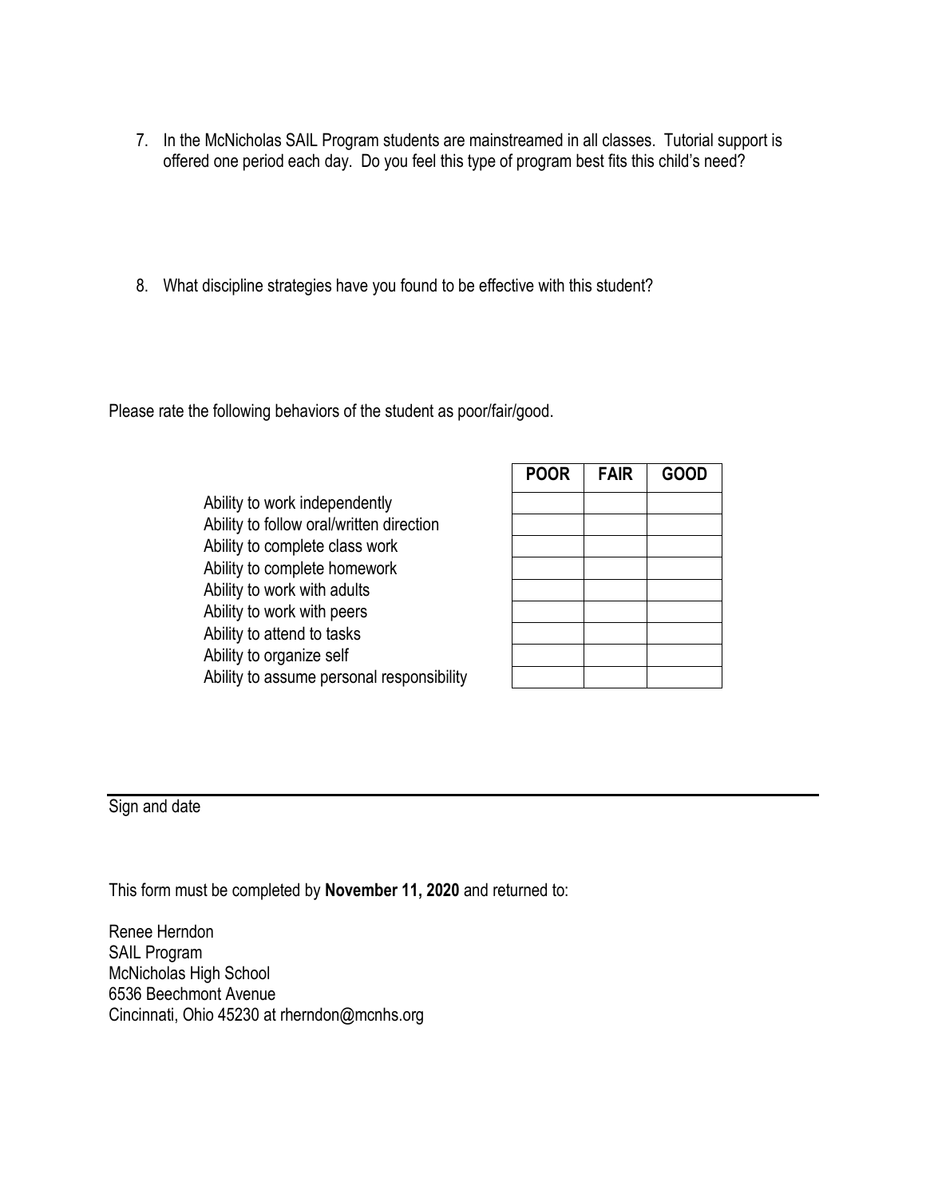7. In the McNicholas SAIL Program students are mainstreamed in all classes. Tutorial support is offered one period each day. Do you feel this type of program best fits this child's need?

8. What discipline strategies have you found to be effective with this student?

Please rate the following behaviors of the student as poor/fair/good.

| | POOR | FAIR | GOOD |
|---|---|---|---|
| Ability to work independently | | | |
| Ability to follow oral/written direction | | | |
| Ability to complete class work | | | |
| Ability to complete homework | | | |
| Ability to work with adults | | | |
| Ability to work with peers | | | |
| Ability to attend to tasks | | | |
| Ability to organize self | | | |
| Ability to assume personal responsibility | | | |

Sign and date

This form must be completed by **November 11, 2020** and returned to:

Renee Herndon
SAIL Program
McNicholas High School
6536 Beechmont Avenue
Cincinnati, Ohio 45230 at rherndon@mcnhs.org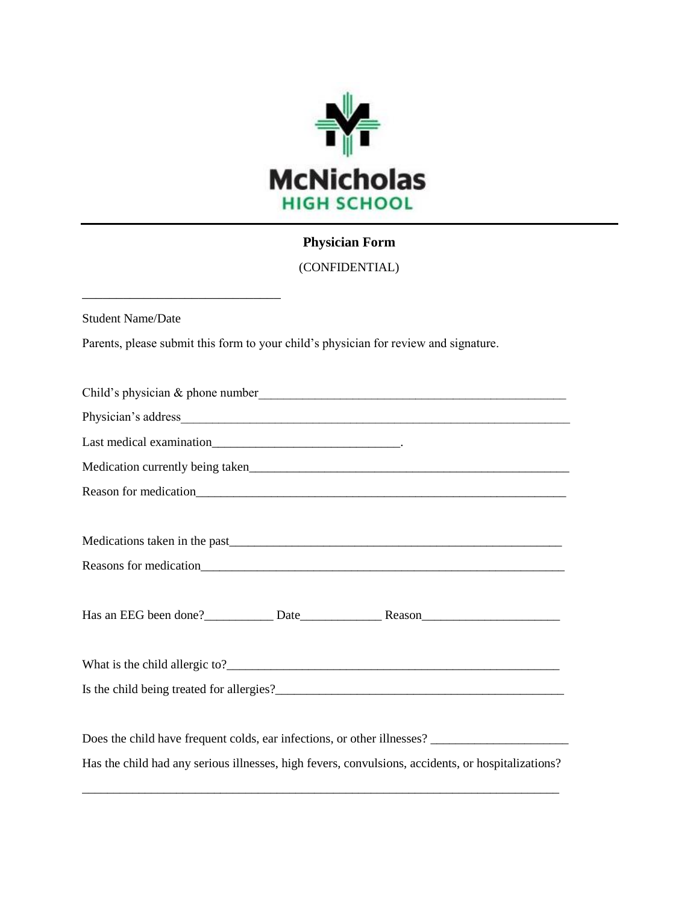McNicholas
HIGH SCHOOL

---

**Physician Form**

(CONFIDENTIAL)

______________________________

Student Name/Date

Parents, please submit this form to your child's physician for review and signature.

Child's physician & phone number______________________________________________

Physician's address_________________________________________________________

Last medical examination____________________________.

Medication currently being taken_______________________________________________

Reason for medication_______________________________________________________

Medications taken in the past_________________________________________________

Reasons for medication______________________________________________________

Has an EEG been done?__________ Date____________ Reason____________________

What is the child allergic to?__________________________________________________

Is the child being treated for allergies?_________________________________________

Does the child have frequent colds, ear infections, or other illnesses? ____________________

Has the child had any serious illnesses, high fevers, convulsions, accidents, or hospitalizations?

_____________________________________________________________________________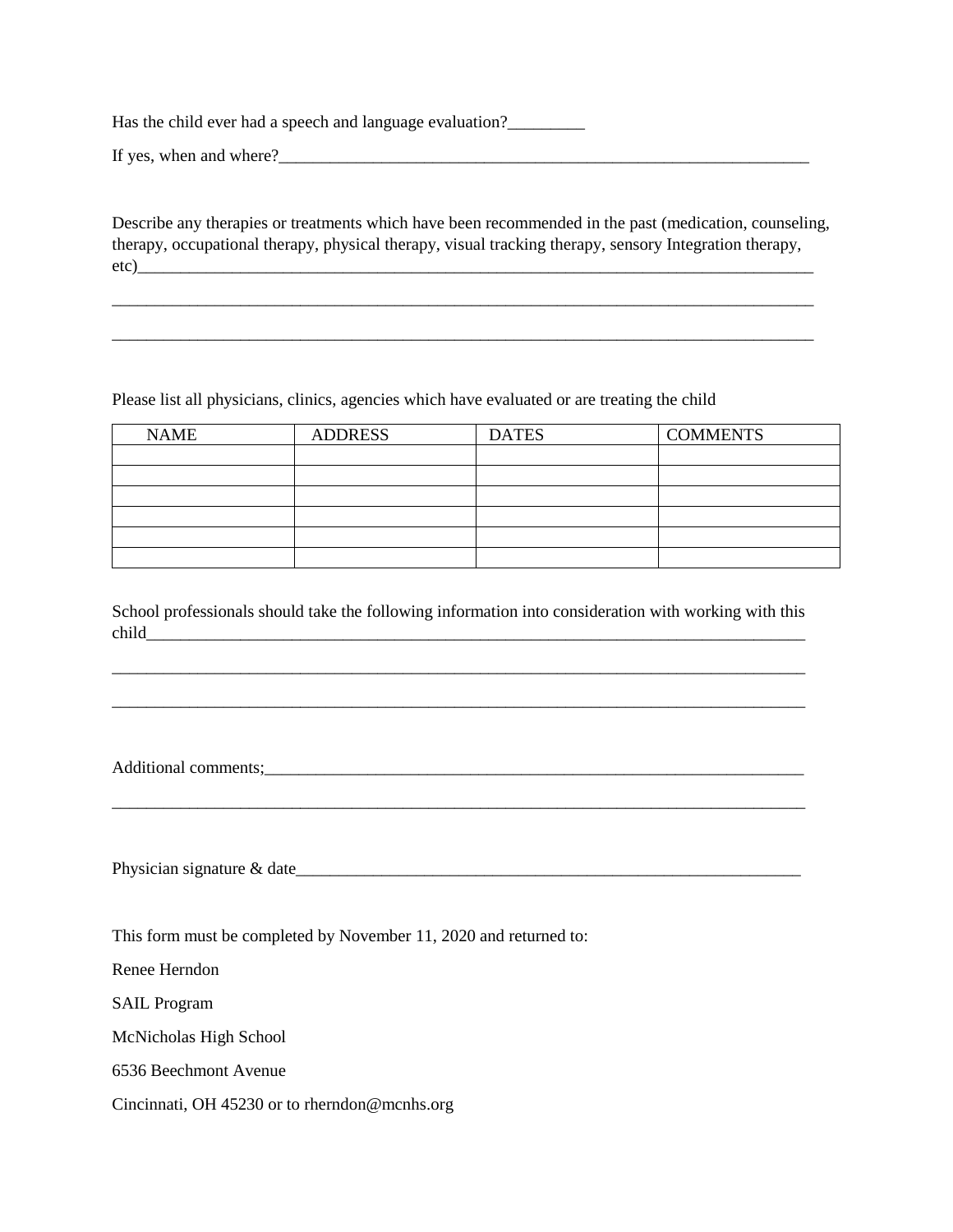Has the child ever had a speech and language evaluation?_________

If yes, when and where?_________________________________________________________________

Describe any therapies or treatments which have been recommended in the past (medication, counseling, therapy, occupational therapy, physical therapy, visual tracking therapy, sensory Integration therapy, etc)_________________________________________________________________________________

_____________________________________________________________________________________

_____________________________________________________________________________________

Please list all physicians, clinics, agencies which have evaluated or are treating the child

| NAME | ADDRESS | DATES | COMMENTS |
|---|---|---|---|
| | | | |
| | | | |
| | | | |
| | | | |
| | | | |
| | | | |

School professionals should take the following information into consideration with working with this child_________________________________________________________________________________

_____________________________________________________________________________________

_____________________________________________________________________________________

Additional comments;_____________________________________________________________________

_____________________________________________________________________________________

Physician signature & date_________________________________________________________________

This form must be completed by November 11, 2020 and returned to:

Renee Herndon

SAIL Program

McNicholas High School

6536 Beechmont Avenue

Cincinnati, OH 45230 or to rherndon@mcnhs.org